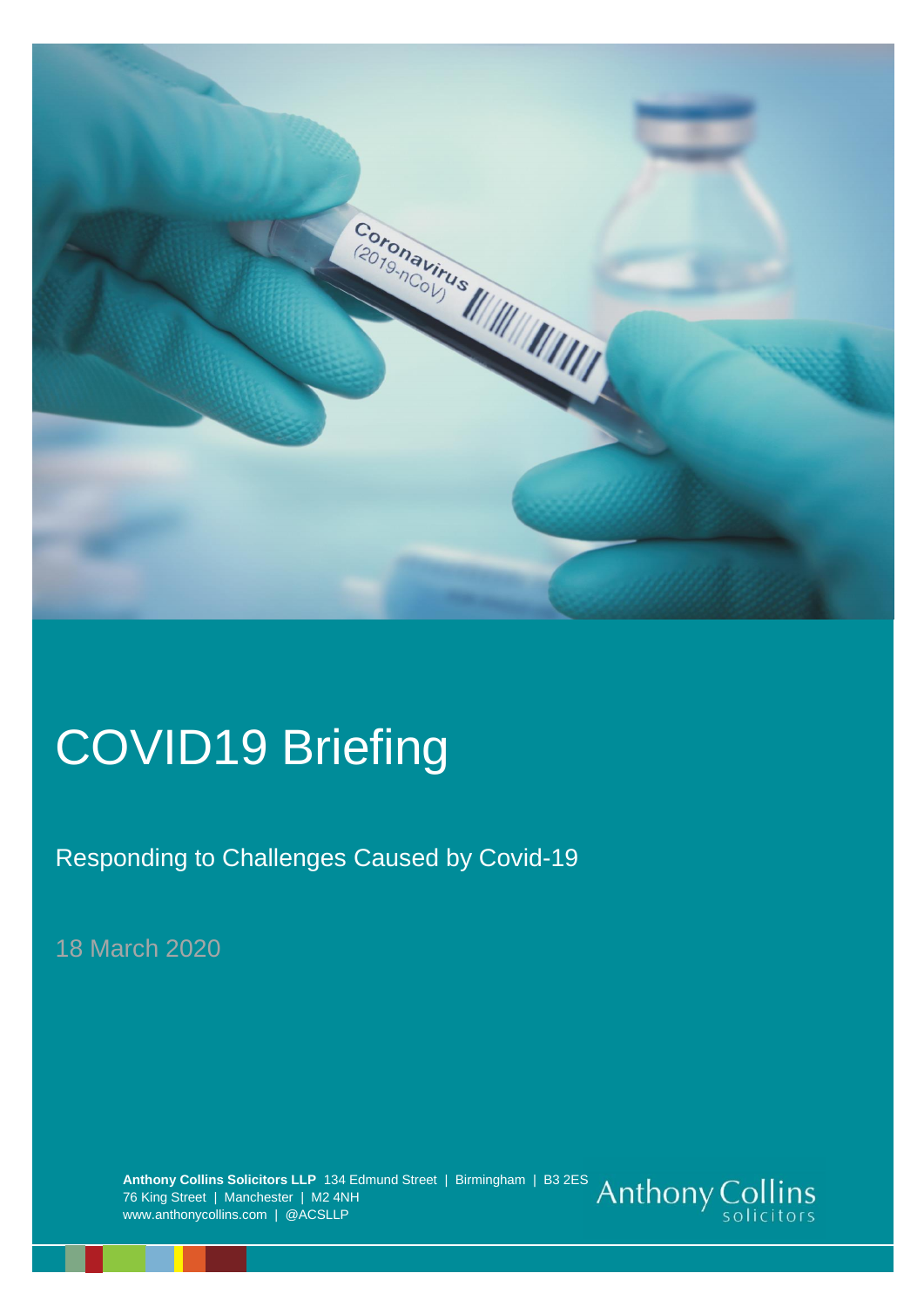# COVID19 Briefing

## Responding to Challenges Caused by Covid-19

18 March 2020

**Anthony Collins Solicitors LLP** 134 Edmund Street | Birmingham | B3 2ES
76 King Street | Manchester | M2 4NH
www.anthonycollins.com | @ACSLLP

Anthony Collins solicitors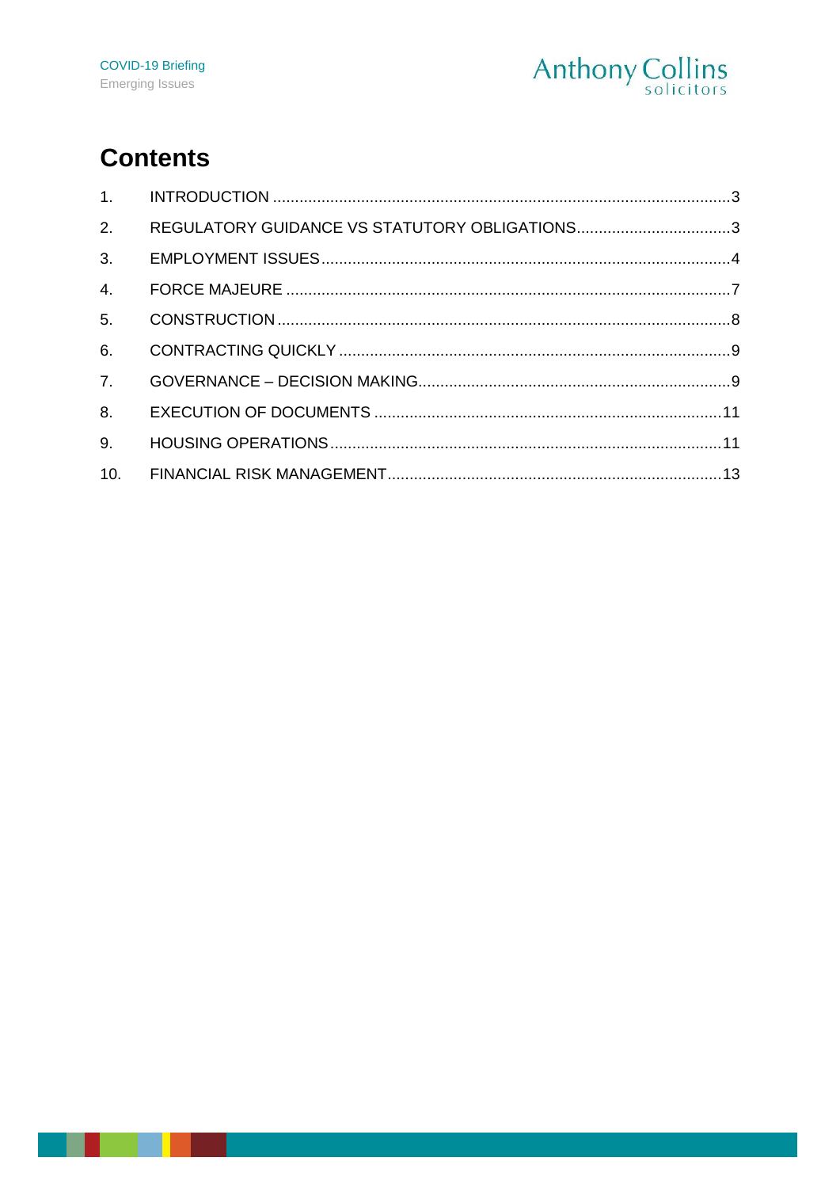# Contents

1. INTRODUCTION ........................................................................................................3
2. REGULATORY GUIDANCE VS STATUTORY OBLIGATIONS...................................3
3. EMPLOYMENT ISSUES............................................................................................4
4. FORCE MAJEURE ....................................................................................................7
5. CONSTRUCTION ......................................................................................................8
6. CONTRACTING QUICKLY .........................................................................................9
7. GOVERNANCE – DECISION MAKING.......................................................................9
8. EXECUTION OF DOCUMENTS ...............................................................................11
9. HOUSING OPERATIONS.........................................................................................11
10. FINANCIAL RISK MANAGEMENT............................................................................13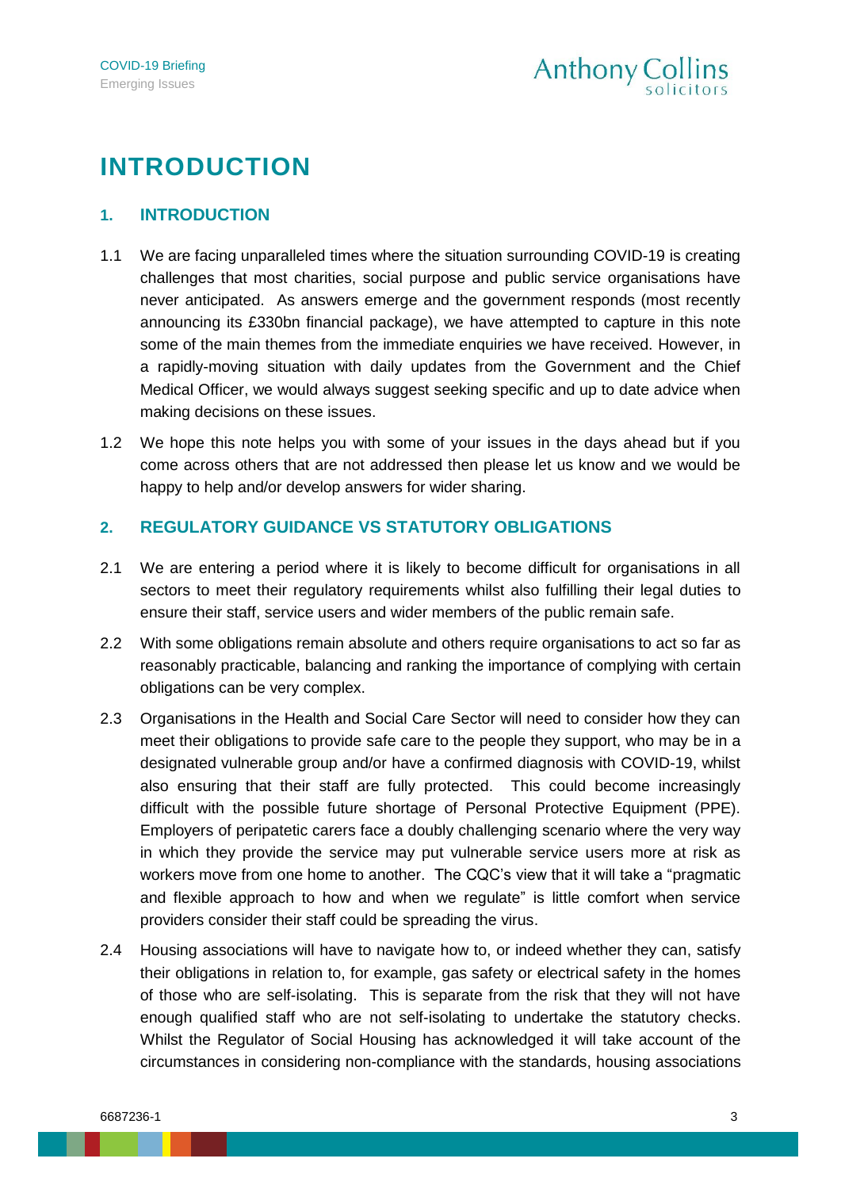# INTRODUCTION

## 1. INTRODUCTION

1.1 We are facing unparalleled times where the situation surrounding COVID-19 is creating challenges that most charities, social purpose and public service organisations have never anticipated. As answers emerge and the government responds (most recently announcing its £330bn financial package), we have attempted to capture in this note some of the main themes from the immediate enquiries we have received. However, in a rapidly-moving situation with daily updates from the Government and the Chief Medical Officer, we would always suggest seeking specific and up to date advice when making decisions on these issues.

1.2 We hope this note helps you with some of your issues in the days ahead but if you come across others that are not addressed then please let us know and we would be happy to help and/or develop answers for wider sharing.

## 2. REGULATORY GUIDANCE VS STATUTORY OBLIGATIONS

2.1 We are entering a period where it is likely to become difficult for organisations in all sectors to meet their regulatory requirements whilst also fulfilling their legal duties to ensure their staff, service users and wider members of the public remain safe.

2.2 With some obligations remain absolute and others require organisations to act so far as reasonably practicable, balancing and ranking the importance of complying with certain obligations can be very complex.

2.3 Organisations in the Health and Social Care Sector will need to consider how they can meet their obligations to provide safe care to the people they support, who may be in a designated vulnerable group and/or have a confirmed diagnosis with COVID-19, whilst also ensuring that their staff are fully protected. This could become increasingly difficult with the possible future shortage of Personal Protective Equipment (PPE). Employers of peripatetic carers face a doubly challenging scenario where the very way in which they provide the service may put vulnerable service users more at risk as workers move from one home to another. The CQC's view that it will take a "pragmatic and flexible approach to how and when we regulate" is little comfort when service providers consider their staff could be spreading the virus.

2.4 Housing associations will have to navigate how to, or indeed whether they can, satisfy their obligations in relation to, for example, gas safety or electrical safety in the homes of those who are self-isolating. This is separate from the risk that they will not have enough qualified staff who are not self-isolating to undertake the statutory checks. Whilst the Regulator of Social Housing has acknowledged it will take account of the circumstances in considering non-compliance with the standards, housing associations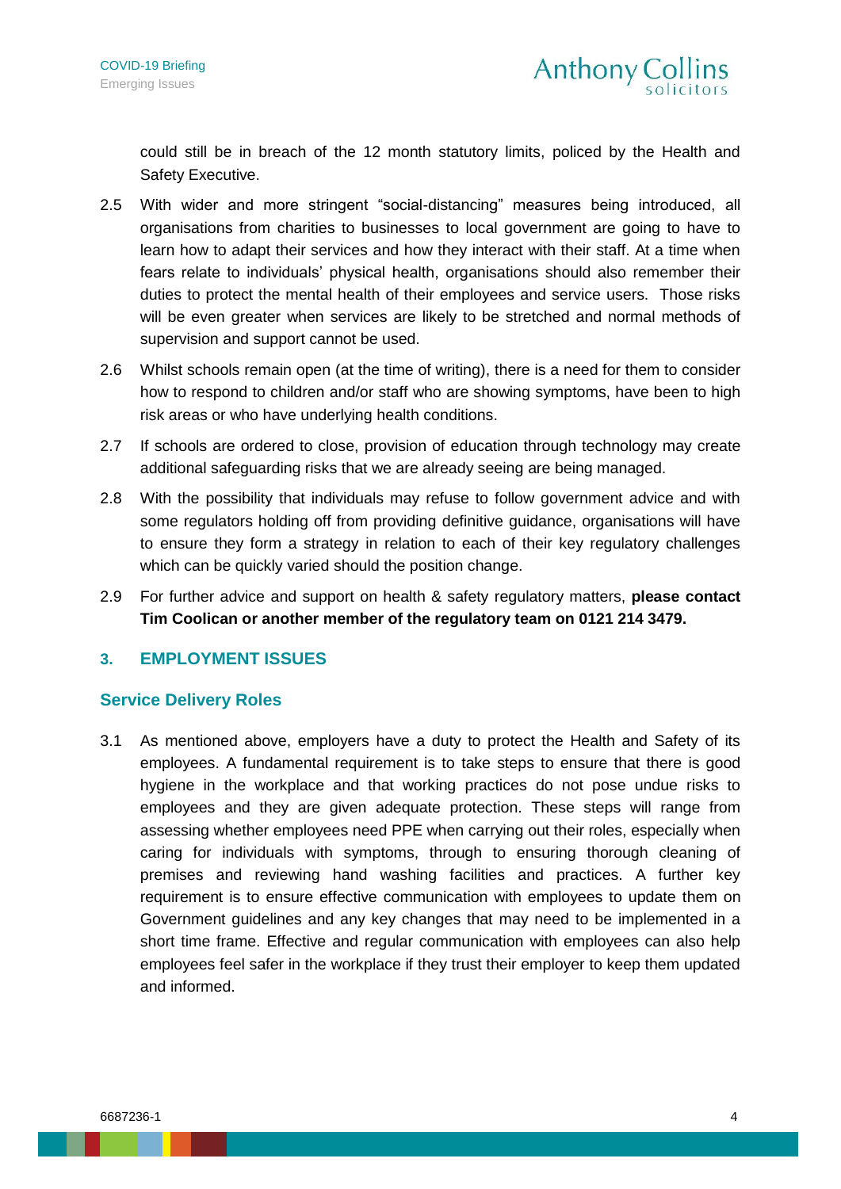could still be in breach of the 12 month statutory limits, policed by the Health and Safety Executive.

2.5 With wider and more stringent "social-distancing" measures being introduced, all organisations from charities to businesses to local government are going to have to learn how to adapt their services and how they interact with their staff. At a time when fears relate to individuals' physical health, organisations should also remember their duties to protect the mental health of their employees and service users. Those risks will be even greater when services are likely to be stretched and normal methods of supervision and support cannot be used.

2.6 Whilst schools remain open (at the time of writing), there is a need for them to consider how to respond to children and/or staff who are showing symptoms, have been to high risk areas or who have underlying health conditions.

2.7 If schools are ordered to close, provision of education through technology may create additional safeguarding risks that we are already seeing are being managed.

2.8 With the possibility that individuals may refuse to follow government advice and with some regulators holding off from providing definitive guidance, organisations will have to ensure they form a strategy in relation to each of their key regulatory challenges which can be quickly varied should the position change.

2.9 For further advice and support on health & safety regulatory matters, **please contact Tim Coolican or another member of the regulatory team on 0121 214 3479.**

## 3. EMPLOYMENT ISSUES

### Service Delivery Roles

3.1 As mentioned above, employers have a duty to protect the Health and Safety of its employees. A fundamental requirement is to take steps to ensure that there is good hygiene in the workplace and that working practices do not pose undue risks to employees and they are given adequate protection. These steps will range from assessing whether employees need PPE when carrying out their roles, especially when caring for individuals with symptoms, through to ensuring thorough cleaning of premises and reviewing hand washing facilities and practices. A further key requirement is to ensure effective communication with employees to update them on Government guidelines and any key changes that may need to be implemented in a short time frame. Effective and regular communication with employees can also help employees feel safer in the workplace if they trust their employer to keep them updated and informed.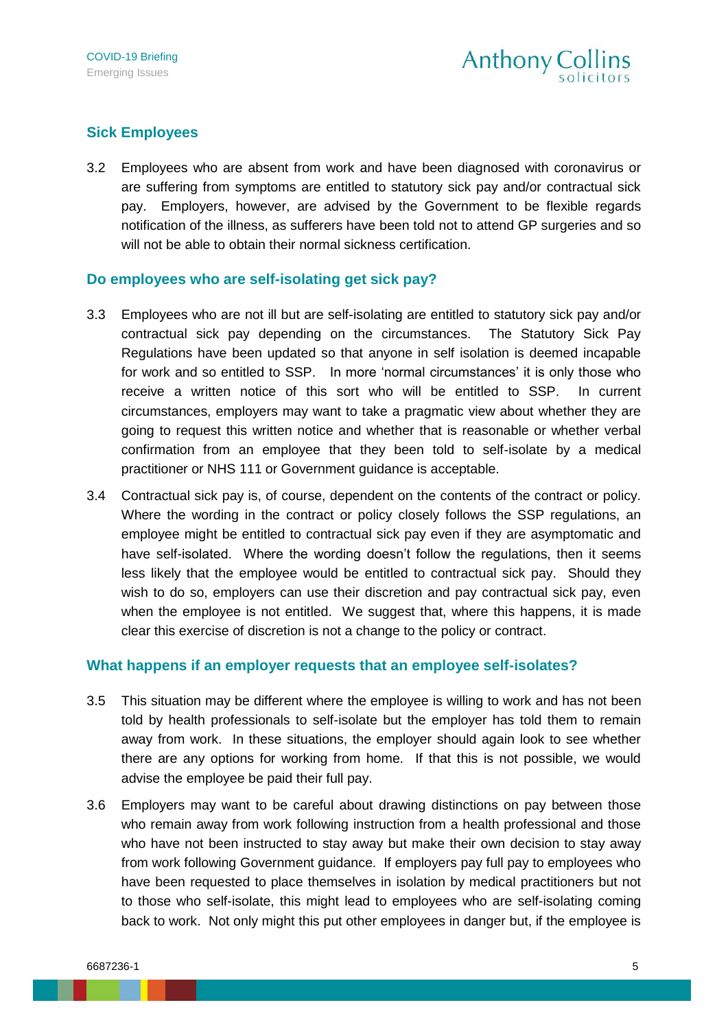## Sick Employees

3.2 Employees who are absent from work and have been diagnosed with coronavirus or are suffering from symptoms are entitled to statutory sick pay and/or contractual sick pay. Employers, however, are advised by the Government to be flexible regards notification of the illness, as sufferers have been told not to attend GP surgeries and so will not be able to obtain their normal sickness certification.

## Do employees who are self-isolating get sick pay?

3.3 Employees who are not ill but are self-isolating are entitled to statutory sick pay and/or contractual sick pay depending on the circumstances. The Statutory Sick Pay Regulations have been updated so that anyone in self isolation is deemed incapable for work and so entitled to SSP. In more 'normal circumstances' it is only those who receive a written notice of this sort who will be entitled to SSP. In current circumstances, employers may want to take a pragmatic view about whether they are going to request this written notice and whether that is reasonable or whether verbal confirmation from an employee that they been told to self-isolate by a medical practitioner or NHS 111 or Government guidance is acceptable.

3.4 Contractual sick pay is, of course, dependent on the contents of the contract or policy. Where the wording in the contract or policy closely follows the SSP regulations, an employee might be entitled to contractual sick pay even if they are asymptomatic and have self-isolated. Where the wording doesn't follow the regulations, then it seems less likely that the employee would be entitled to contractual sick pay. Should they wish to do so, employers can use their discretion and pay contractual sick pay, even when the employee is not entitled. We suggest that, where this happens, it is made clear this exercise of discretion is not a change to the policy or contract.

## What happens if an employer requests that an employee self-isolates?

3.5 This situation may be different where the employee is willing to work and has not been told by health professionals to self-isolate but the employer has told them to remain away from work. In these situations, the employer should again look to see whether there are any options for working from home. If that this is not possible, we would advise the employee be paid their full pay.

3.6 Employers may want to be careful about drawing distinctions on pay between those who remain away from work following instruction from a health professional and those who have not been instructed to stay away but make their own decision to stay away from work following Government guidance. If employers pay full pay to employees who have been requested to place themselves in isolation by medical practitioners but not to those who self-isolate, this might lead to employees who are self-isolating coming back to work. Not only might this put other employees in danger but, if the employee is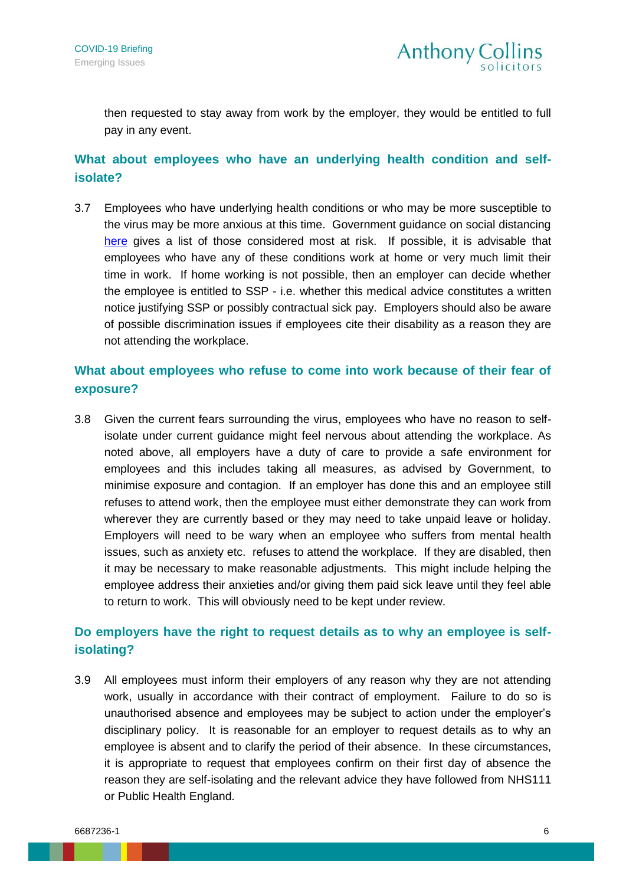then requested to stay away from work by the employer, they would be entitled to full pay in any event.

### What about employees who have an underlying health condition and self-isolate?

3.7 Employees who have underlying health conditions or who may be more susceptible to the virus may be more anxious at this time. Government guidance on social distancing here gives a list of those considered most at risk. If possible, it is advisable that employees who have any of these conditions work at home or very much limit their time in work. If home working is not possible, then an employer can decide whether the employee is entitled to SSP - i.e. whether this medical advice constitutes a written notice justifying SSP or possibly contractual sick pay. Employers should also be aware of possible discrimination issues if employees cite their disability as a reason they are not attending the workplace.

### What about employees who refuse to come into work because of their fear of exposure?

3.8 Given the current fears surrounding the virus, employees who have no reason to self-isolate under current guidance might feel nervous about attending the workplace. As noted above, all employers have a duty of care to provide a safe environment for employees and this includes taking all measures, as advised by Government, to minimise exposure and contagion. If an employer has done this and an employee still refuses to attend work, then the employee must either demonstrate they can work from wherever they are currently based or they may need to take unpaid leave or holiday. Employers will need to be wary when an employee who suffers from mental health issues, such as anxiety etc. refuses to attend the workplace. If they are disabled, then it may be necessary to make reasonable adjustments. This might include helping the employee address their anxieties and/or giving them paid sick leave until they feel able to return to work. This will obviously need to be kept under review.

### Do employers have the right to request details as to why an employee is self-isolating?

3.9 All employees must inform their employers of any reason why they are not attending work, usually in accordance with their contract of employment. Failure to do so is unauthorised absence and employees may be subject to action under the employer's disciplinary policy. It is reasonable for an employer to request details as to why an employee is absent and to clarify the period of their absence. In these circumstances, it is appropriate to request that employees confirm on their first day of absence the reason they are self-isolating and the relevant advice they have followed from NHS111 or Public Health England.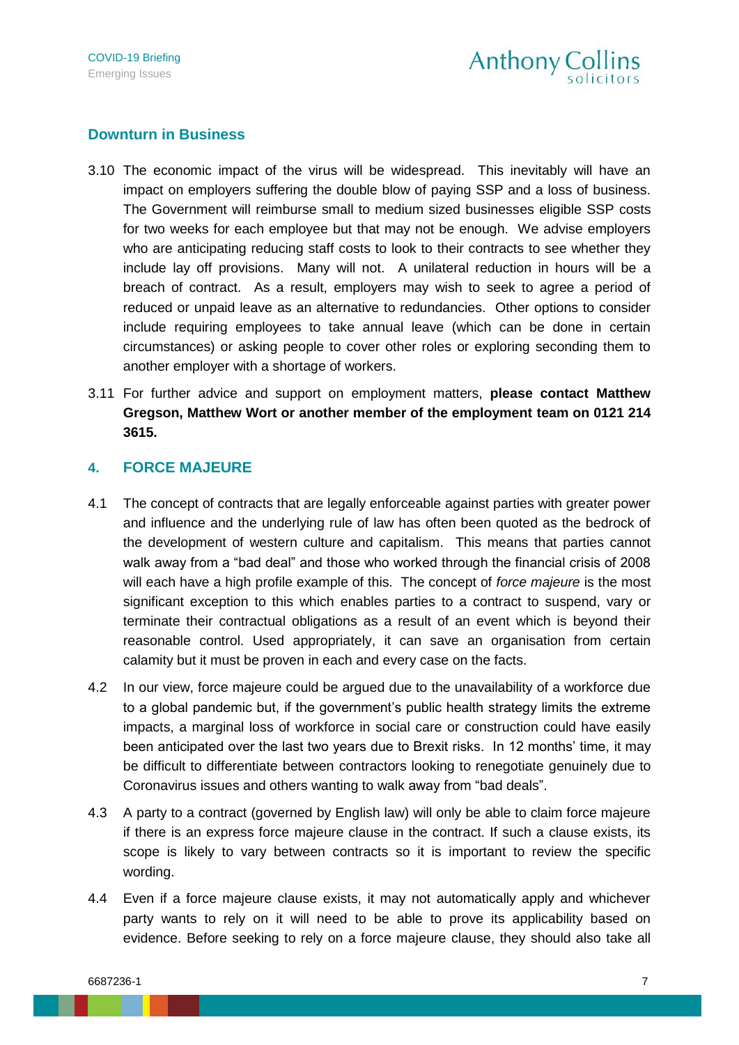## Downturn in Business

3.10 The economic impact of the virus will be widespread. This inevitably will have an impact on employers suffering the double blow of paying SSP and a loss of business. The Government will reimburse small to medium sized businesses eligible SSP costs for two weeks for each employee but that may not be enough. We advise employers who are anticipating reducing staff costs to look to their contracts to see whether they include lay off provisions. Many will not. A unilateral reduction in hours will be a breach of contract. As a result, employers may wish to seek to agree a period of reduced or unpaid leave as an alternative to redundancies. Other options to consider include requiring employees to take annual leave (which can be done in certain circumstances) or asking people to cover other roles or exploring seconding them to another employer with a shortage of workers.

3.11 For further advice and support on employment matters, **please contact Matthew Gregson, Matthew Wort or another member of the employment team on 0121 214 3615.**

## 4. FORCE MAJEURE

4.1 The concept of contracts that are legally enforceable against parties with greater power and influence and the underlying rule of law has often been quoted as the bedrock of the development of western culture and capitalism. This means that parties cannot walk away from a "bad deal" and those who worked through the financial crisis of 2008 will each have a high profile example of this. The concept of *force majeure* is the most significant exception to this which enables parties to a contract to suspend, vary or terminate their contractual obligations as a result of an event which is beyond their reasonable control. Used appropriately, it can save an organisation from certain calamity but it must be proven in each and every case on the facts.

4.2 In our view, force majeure could be argued due to the unavailability of a workforce due to a global pandemic but, if the government's public health strategy limits the extreme impacts, a marginal loss of workforce in social care or construction could have easily been anticipated over the last two years due to Brexit risks. In 12 months' time, it may be difficult to differentiate between contractors looking to renegotiate genuinely due to Coronavirus issues and others wanting to walk away from "bad deals".

4.3 A party to a contract (governed by English law) will only be able to claim force majeure if there is an express force majeure clause in the contract. If such a clause exists, its scope is likely to vary between contracts so it is important to review the specific wording.

4.4 Even if a force majeure clause exists, it may not automatically apply and whichever party wants to rely on it will need to be able to prove its applicability based on evidence. Before seeking to rely on a force majeure clause, they should also take all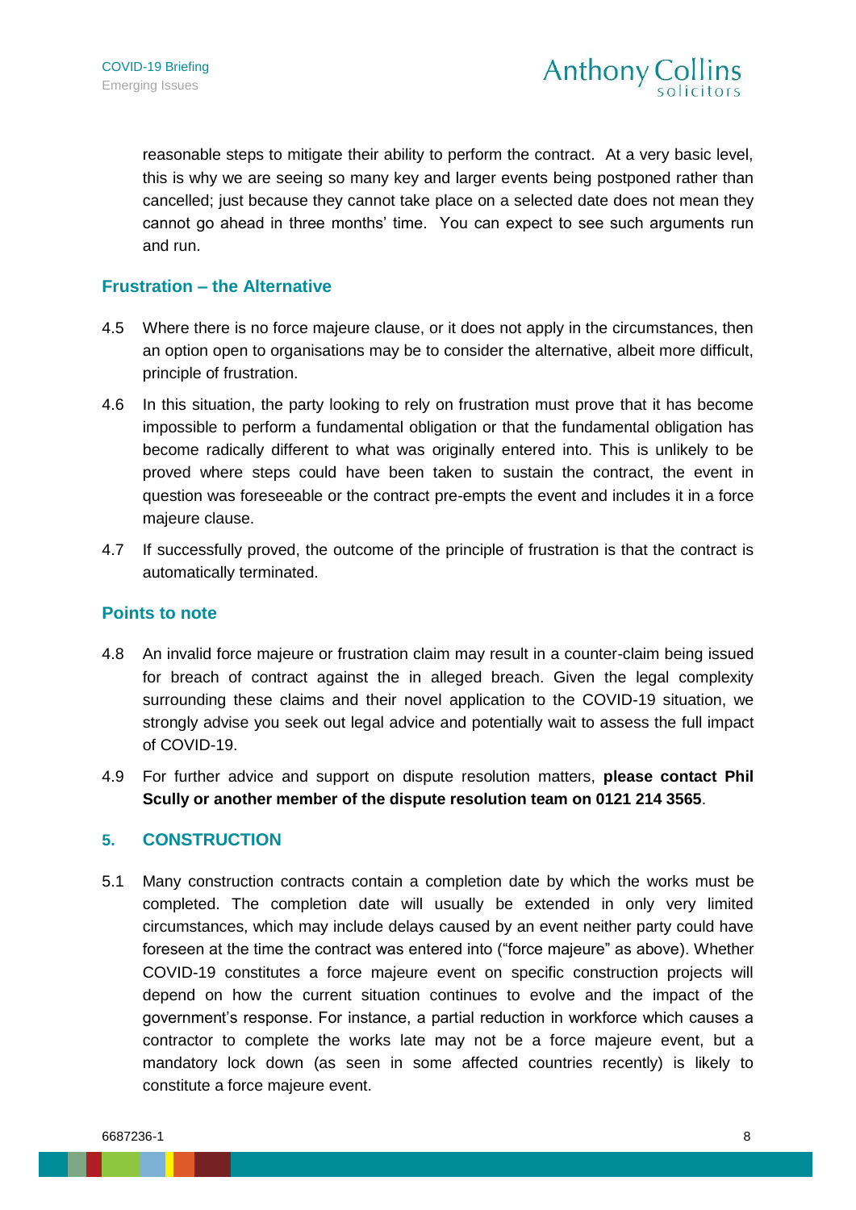reasonable steps to mitigate their ability to perform the contract. At a very basic level, this is why we are seeing so many key and larger events being postponed rather than cancelled; just because they cannot take place on a selected date does not mean they cannot go ahead in three months' time. You can expect to see such arguments run and run.

### Frustration – the Alternative

4.5 Where there is no force majeure clause, or it does not apply in the circumstances, then an option open to organisations may be to consider the alternative, albeit more difficult, principle of frustration.

4.6 In this situation, the party looking to rely on frustration must prove that it has become impossible to perform a fundamental obligation or that the fundamental obligation has become radically different to what was originally entered into. This is unlikely to be proved where steps could have been taken to sustain the contract, the event in question was foreseeable or the contract pre-empts the event and includes it in a force majeure clause.

4.7 If successfully proved, the outcome of the principle of frustration is that the contract is automatically terminated.

### Points to note

4.8 An invalid force majeure or frustration claim may result in a counter-claim being issued for breach of contract against the in alleged breach. Given the legal complexity surrounding these claims and their novel application to the COVID-19 situation, we strongly advise you seek out legal advice and potentially wait to assess the full impact of COVID-19.

4.9 For further advice and support on dispute resolution matters, **please contact Phil Scully or another member of the dispute resolution team on 0121 214 3565**.

## 5. CONSTRUCTION

5.1 Many construction contracts contain a completion date by which the works must be completed. The completion date will usually be extended in only very limited circumstances, which may include delays caused by an event neither party could have foreseen at the time the contract was entered into ("force majeure" as above). Whether COVID-19 constitutes a force majeure event on specific construction projects will depend on how the current situation continues to evolve and the impact of the government's response. For instance, a partial reduction in workforce which causes a contractor to complete the works late may not be a force majeure event, but a mandatory lock down (as seen in some affected countries recently) is likely to constitute a force majeure event.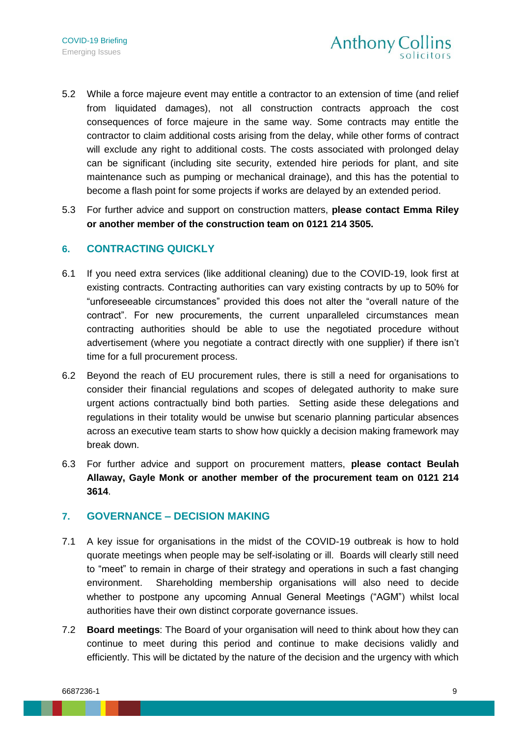5.2 While a force majeure event may entitle a contractor to an extension of time (and relief from liquidated damages), not all construction contracts approach the cost consequences of force majeure in the same way. Some contracts may entitle the contractor to claim additional costs arising from the delay, while other forms of contract will exclude any right to additional costs. The costs associated with prolonged delay can be significant (including site security, extended hire periods for plant, and site maintenance such as pumping or mechanical drainage), and this has the potential to become a flash point for some projects if works are delayed by an extended period.

5.3 For further advice and support on construction matters, **please contact Emma Riley or another member of the construction team on 0121 214 3505.**

## 6. CONTRACTING QUICKLY

6.1 If you need extra services (like additional cleaning) due to the COVID-19, look first at existing contracts. Contracting authorities can vary existing contracts by up to 50% for "unforeseeable circumstances" provided this does not alter the "overall nature of the contract". For new procurements, the current unparalleled circumstances mean contracting authorities should be able to use the negotiated procedure without advertisement (where you negotiate a contract directly with one supplier) if there isn't time for a full procurement process.

6.2 Beyond the reach of EU procurement rules, there is still a need for organisations to consider their financial regulations and scopes of delegated authority to make sure urgent actions contractually bind both parties. Setting aside these delegations and regulations in their totality would be unwise but scenario planning particular absences across an executive team starts to show how quickly a decision making framework may break down.

6.3 For further advice and support on procurement matters, **please contact Beulah Allaway, Gayle Monk or another member of the procurement team on 0121 214 3614**.

## 7. GOVERNANCE – DECISION MAKING

7.1 A key issue for organisations in the midst of the COVID-19 outbreak is how to hold quorate meetings when people may be self-isolating or ill. Boards will clearly still need to "meet" to remain in charge of their strategy and operations in such a fast changing environment. Shareholding membership organisations will also need to decide whether to postpone any upcoming Annual General Meetings ("AGM") whilst local authorities have their own distinct corporate governance issues.

7.2 **Board meetings**: The Board of your organisation will need to think about how they can continue to meet during this period and continue to make decisions validly and efficiently. This will be dictated by the nature of the decision and the urgency with which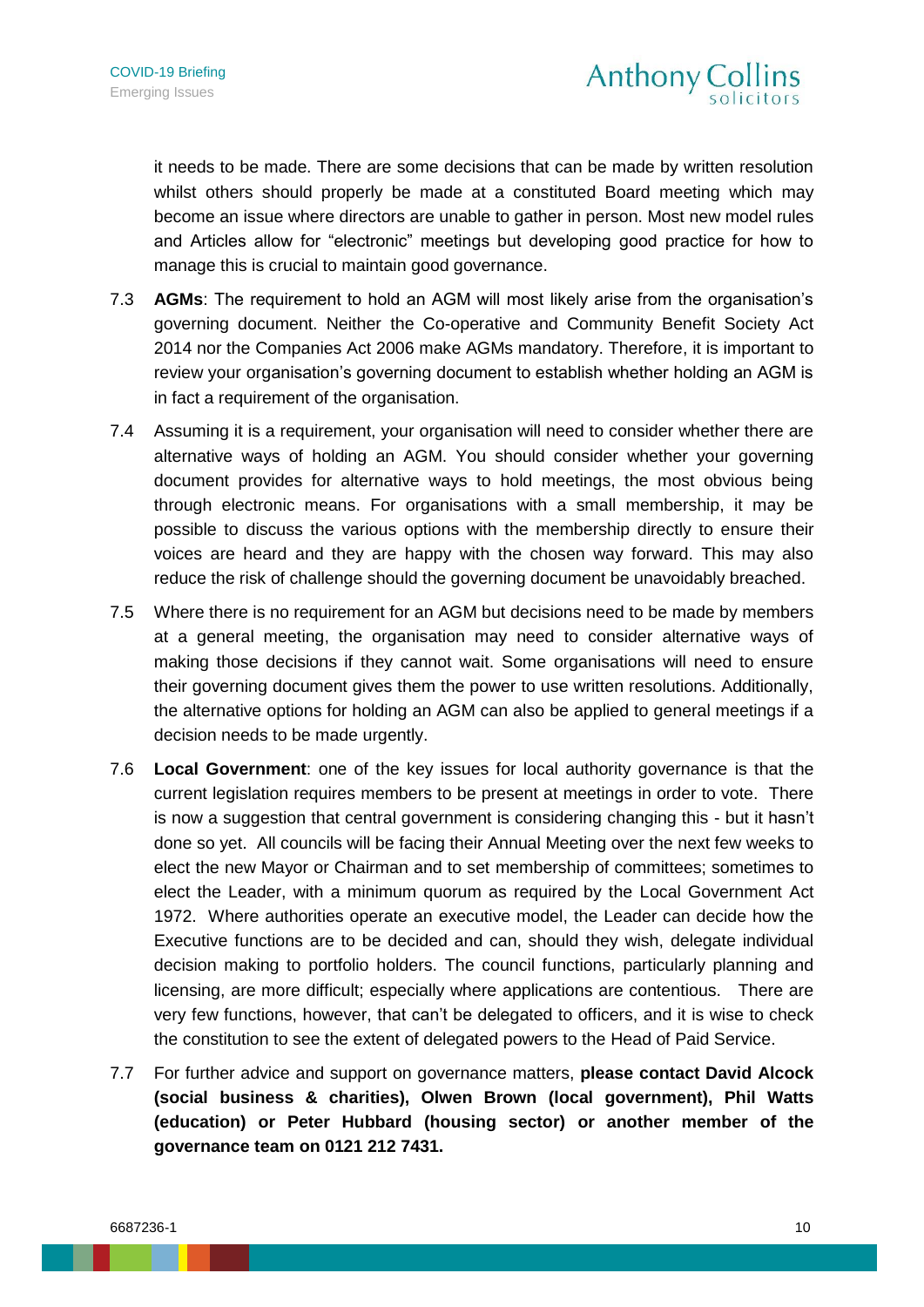it needs to be made. There are some decisions that can be made by written resolution whilst others should properly be made at a constituted Board meeting which may become an issue where directors are unable to gather in person. Most new model rules and Articles allow for "electronic" meetings but developing good practice for how to manage this is crucial to maintain good governance.

7.3 **AGMs**: The requirement to hold an AGM will most likely arise from the organisation's governing document. Neither the Co-operative and Community Benefit Society Act 2014 nor the Companies Act 2006 make AGMs mandatory. Therefore, it is important to review your organisation's governing document to establish whether holding an AGM is in fact a requirement of the organisation.

7.4 Assuming it is a requirement, your organisation will need to consider whether there are alternative ways of holding an AGM. You should consider whether your governing document provides for alternative ways to hold meetings, the most obvious being through electronic means. For organisations with a small membership, it may be possible to discuss the various options with the membership directly to ensure their voices are heard and they are happy with the chosen way forward. This may also reduce the risk of challenge should the governing document be unavoidably breached.

7.5 Where there is no requirement for an AGM but decisions need to be made by members at a general meeting, the organisation may need to consider alternative ways of making those decisions if they cannot wait. Some organisations will need to ensure their governing document gives them the power to use written resolutions. Additionally, the alternative options for holding an AGM can also be applied to general meetings if a decision needs to be made urgently.

7.6 **Local Government**: one of the key issues for local authority governance is that the current legislation requires members to be present at meetings in order to vote. There is now a suggestion that central government is considering changing this - but it hasn't done so yet. All councils will be facing their Annual Meeting over the next few weeks to elect the new Mayor or Chairman and to set membership of committees; sometimes to elect the Leader, with a minimum quorum as required by the Local Government Act 1972. Where authorities operate an executive model, the Leader can decide how the Executive functions are to be decided and can, should they wish, delegate individual decision making to portfolio holders. The council functions, particularly planning and licensing, are more difficult; especially where applications are contentious. There are very few functions, however, that can't be delegated to officers, and it is wise to check the constitution to see the extent of delegated powers to the Head of Paid Service.

7.7 For further advice and support on governance matters, **please contact David Alcock (social business & charities), Olwen Brown (local government), Phil Watts (education) or Peter Hubbard (housing sector) or another member of the governance team on 0121 212 7431.**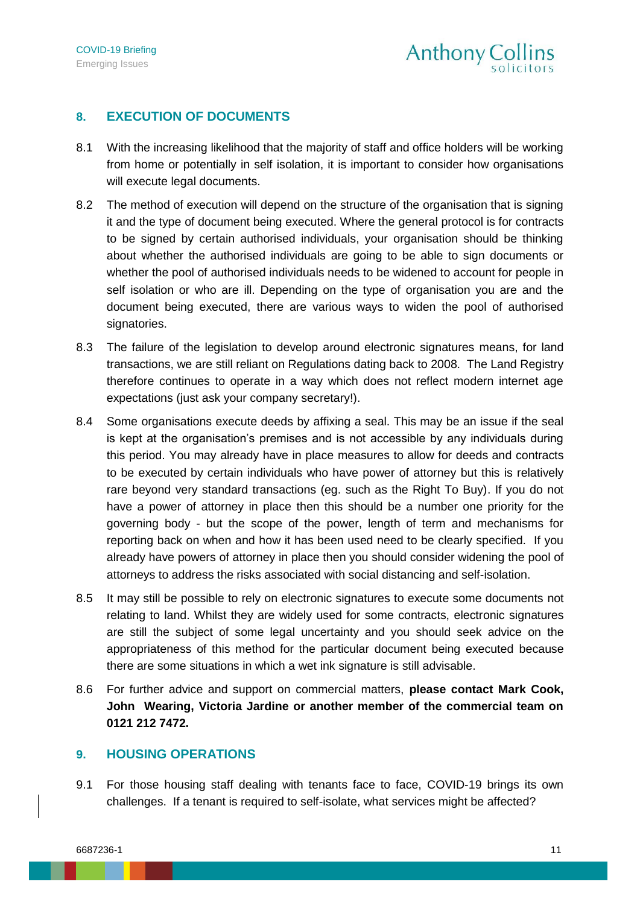## 8. EXECUTION OF DOCUMENTS

8.1 With the increasing likelihood that the majority of staff and office holders will be working from home or potentially in self isolation, it is important to consider how organisations will execute legal documents.

8.2 The method of execution will depend on the structure of the organisation that is signing it and the type of document being executed. Where the general protocol is for contracts to be signed by certain authorised individuals, your organisation should be thinking about whether the authorised individuals are going to be able to sign documents or whether the pool of authorised individuals needs to be widened to account for people in self isolation or who are ill. Depending on the type of organisation you are and the document being executed, there are various ways to widen the pool of authorised signatories.

8.3 The failure of the legislation to develop around electronic signatures means, for land transactions, we are still reliant on Regulations dating back to 2008. The Land Registry therefore continues to operate in a way which does not reflect modern internet age expectations (just ask your company secretary!).

8.4 Some organisations execute deeds by affixing a seal. This may be an issue if the seal is kept at the organisation's premises and is not accessible by any individuals during this period. You may already have in place measures to allow for deeds and contracts to be executed by certain individuals who have power of attorney but this is relatively rare beyond very standard transactions (eg. such as the Right To Buy). If you do not have a power of attorney in place then this should be a number one priority for the governing body - but the scope of the power, length of term and mechanisms for reporting back on when and how it has been used need to be clearly specified. If you already have powers of attorney in place then you should consider widening the pool of attorneys to address the risks associated with social distancing and self-isolation.

8.5 It may still be possible to rely on electronic signatures to execute some documents not relating to land. Whilst they are widely used for some contracts, electronic signatures are still the subject of some legal uncertainty and you should seek advice on the appropriateness of this method for the particular document being executed because there are some situations in which a wet ink signature is still advisable.

8.6 For further advice and support on commercial matters, **please contact Mark Cook, John Wearing, Victoria Jardine or another member of the commercial team on 0121 212 7472.**

## 9. HOUSING OPERATIONS

9.1 For those housing staff dealing with tenants face to face, COVID-19 brings its own challenges. If a tenant is required to self-isolate, what services might be affected?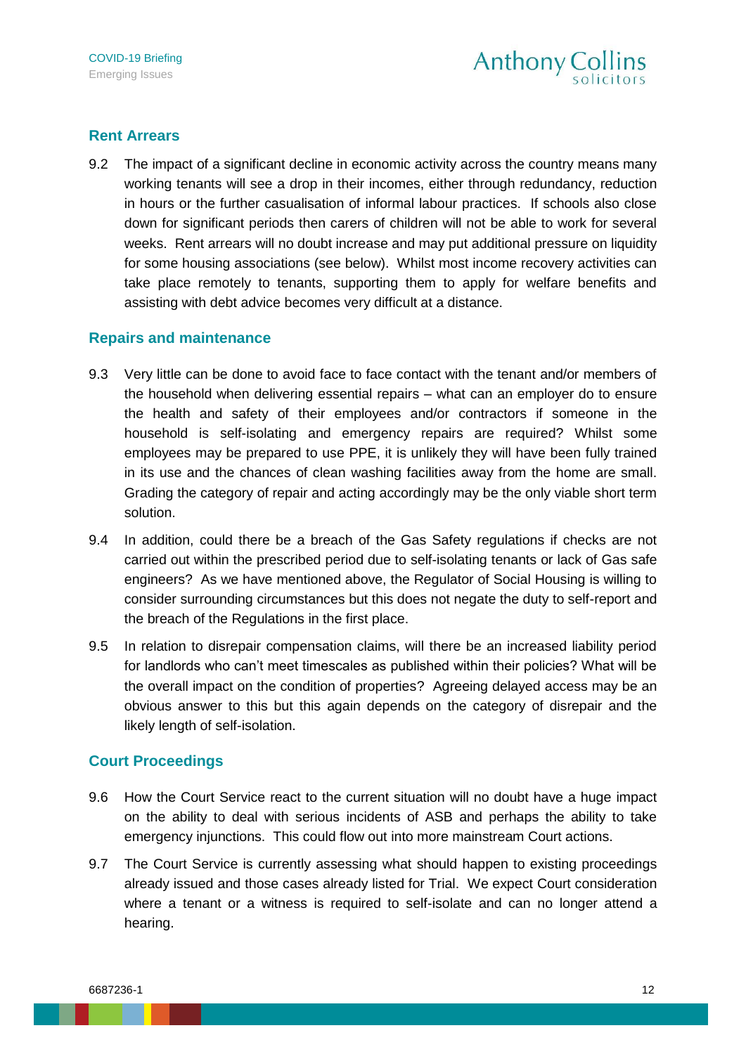## Rent Arrears

9.2 The impact of a significant decline in economic activity across the country means many working tenants will see a drop in their incomes, either through redundancy, reduction in hours or the further casualisation of informal labour practices. If schools also close down for significant periods then carers of children will not be able to work for several weeks. Rent arrears will no doubt increase and may put additional pressure on liquidity for some housing associations (see below). Whilst most income recovery activities can take place remotely to tenants, supporting them to apply for welfare benefits and assisting with debt advice becomes very difficult at a distance.

## Repairs and maintenance

9.3 Very little can be done to avoid face to face contact with the tenant and/or members of the household when delivering essential repairs – what can an employer do to ensure the health and safety of their employees and/or contractors if someone in the household is self-isolating and emergency repairs are required? Whilst some employees may be prepared to use PPE, it is unlikely they will have been fully trained in its use and the chances of clean washing facilities away from the home are small. Grading the category of repair and acting accordingly may be the only viable short term solution.

9.4 In addition, could there be a breach of the Gas Safety regulations if checks are not carried out within the prescribed period due to self-isolating tenants or lack of Gas safe engineers? As we have mentioned above, the Regulator of Social Housing is willing to consider surrounding circumstances but this does not negate the duty to self-report and the breach of the Regulations in the first place.

9.5 In relation to disrepair compensation claims, will there be an increased liability period for landlords who can't meet timescales as published within their policies? What will be the overall impact on the condition of properties? Agreeing delayed access may be an obvious answer to this but this again depends on the category of disrepair and the likely length of self-isolation.

## Court Proceedings

9.6 How the Court Service react to the current situation will no doubt have a huge impact on the ability to deal with serious incidents of ASB and perhaps the ability to take emergency injunctions. This could flow out into more mainstream Court actions.

9.7 The Court Service is currently assessing what should happen to existing proceedings already issued and those cases already listed for Trial. We expect Court consideration where a tenant or a witness is required to self-isolate and can no longer attend a hearing.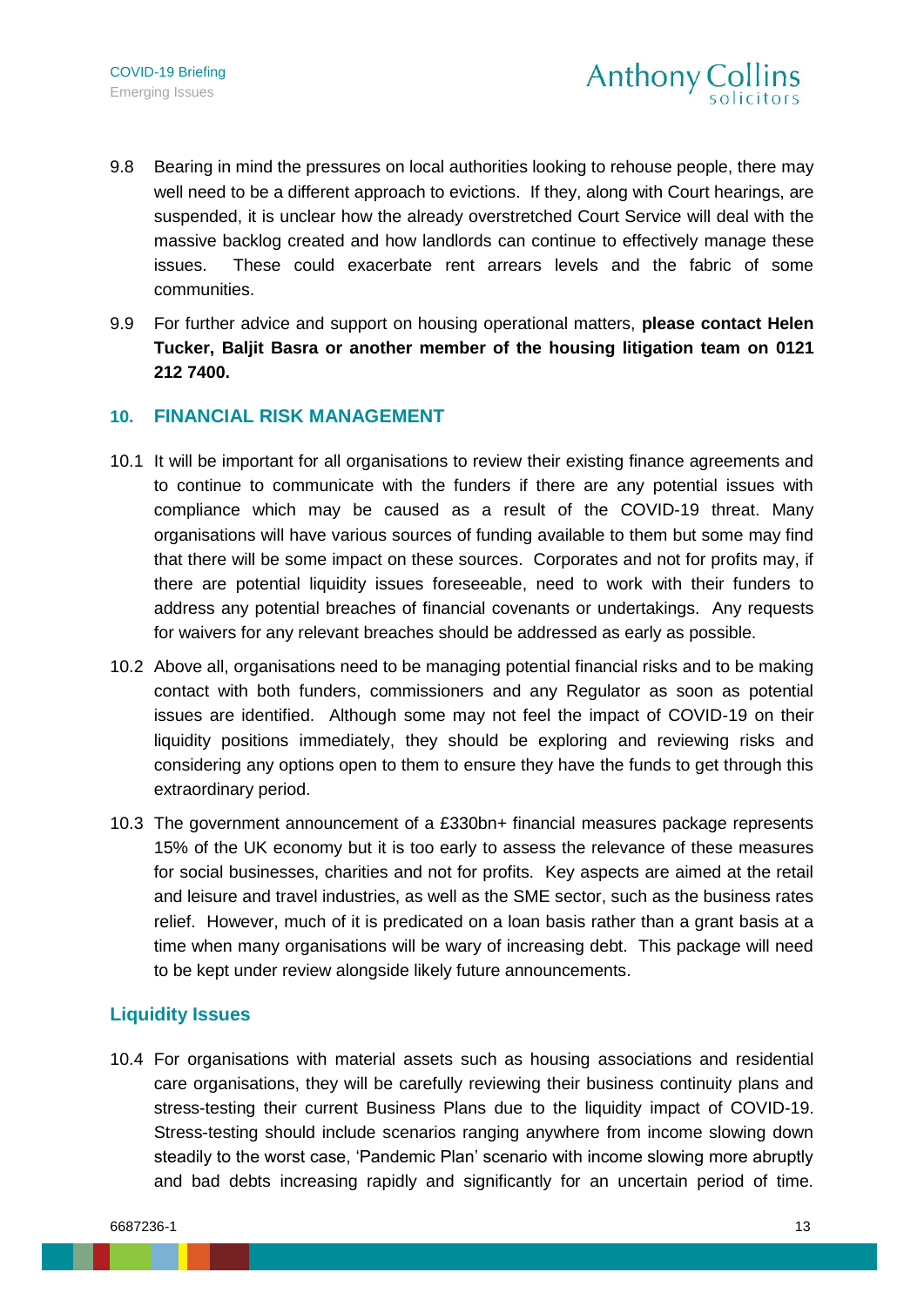9.8 Bearing in mind the pressures on local authorities looking to rehouse people, there may well need to be a different approach to evictions. If they, along with Court hearings, are suspended, it is unclear how the already overstretched Court Service will deal with the massive backlog created and how landlords can continue to effectively manage these issues. These could exacerbate rent arrears levels and the fabric of some communities.

9.9 For further advice and support on housing operational matters, **please contact Helen Tucker, Baljit Basra or another member of the housing litigation team on 0121 212 7400.**

## 10. FINANCIAL RISK MANAGEMENT

10.1 It will be important for all organisations to review their existing finance agreements and to continue to communicate with the funders if there are any potential issues with compliance which may be caused as a result of the COVID-19 threat. Many organisations will have various sources of funding available to them but some may find that there will be some impact on these sources. Corporates and not for profits may, if there are potential liquidity issues foreseeable, need to work with their funders to address any potential breaches of financial covenants or undertakings. Any requests for waivers for any relevant breaches should be addressed as early as possible.

10.2 Above all, organisations need to be managing potential financial risks and to be making contact with both funders, commissioners and any Regulator as soon as potential issues are identified. Although some may not feel the impact of COVID-19 on their liquidity positions immediately, they should be exploring and reviewing risks and considering any options open to them to ensure they have the funds to get through this extraordinary period.

10.3 The government announcement of a £330bn+ financial measures package represents 15% of the UK economy but it is too early to assess the relevance of these measures for social businesses, charities and not for profits. Key aspects are aimed at the retail and leisure and travel industries, as well as the SME sector, such as the business rates relief. However, much of it is predicated on a loan basis rather than a grant basis at a time when many organisations will be wary of increasing debt. This package will need to be kept under review alongside likely future announcements.

### Liquidity Issues

10.4 For organisations with material assets such as housing associations and residential care organisations, they will be carefully reviewing their business continuity plans and stress-testing their current Business Plans due to the liquidity impact of COVID-19. Stress-testing should include scenarios ranging anywhere from income slowing down steadily to the worst case, 'Pandemic Plan' scenario with income slowing more abruptly and bad debts increasing rapidly and significantly for an uncertain period of time.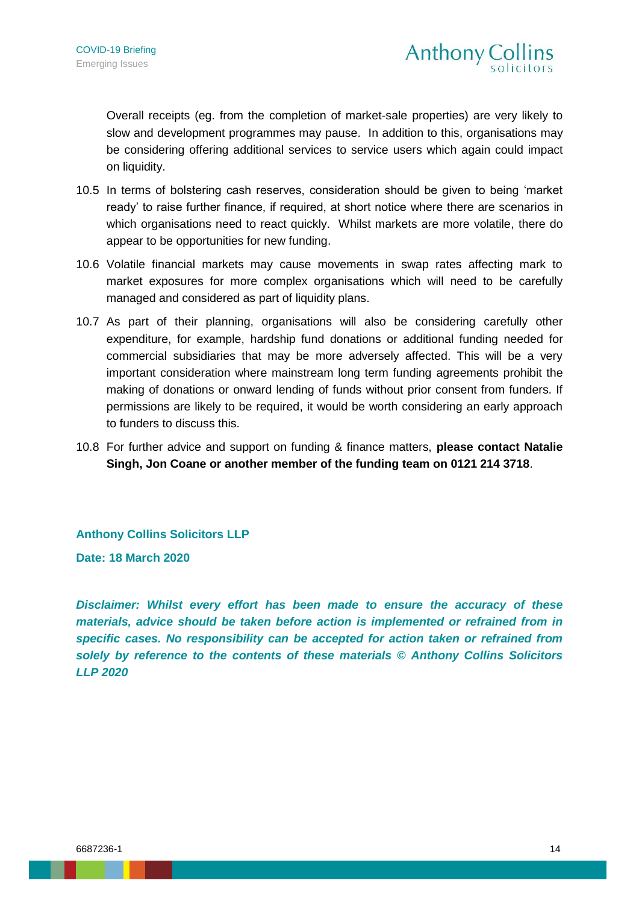Overall receipts (eg. from the completion of market-sale properties) are very likely to slow and development programmes may pause. In addition to this, organisations may be considering offering additional services to service users which again could impact on liquidity.

10.5 In terms of bolstering cash reserves, consideration should be given to being 'market ready' to raise further finance, if required, at short notice where there are scenarios in which organisations need to react quickly. Whilst markets are more volatile, there do appear to be opportunities for new funding.

10.6 Volatile financial markets may cause movements in swap rates affecting mark to market exposures for more complex organisations which will need to be carefully managed and considered as part of liquidity plans.

10.7 As part of their planning, organisations will also be considering carefully other expenditure, for example, hardship fund donations or additional funding needed for commercial subsidiaries that may be more adversely affected. This will be a very important consideration where mainstream long term funding agreements prohibit the making of donations or onward lending of funds without prior consent from funders. If permissions are likely to be required, it would be worth considering an early approach to funders to discuss this.

10.8 For further advice and support on funding & finance matters, **please contact Natalie Singh, Jon Coane or another member of the funding team on 0121 214 3718**.

**Anthony Collins Solicitors LLP**

**Date: 18 March 2020**

***Disclaimer: Whilst every effort has been made to ensure the accuracy of these materials, advice should be taken before action is implemented or refrained from in specific cases. No responsibility can be accepted for action taken or refrained from solely by reference to the contents of these materials © Anthony Collins Solicitors LLP 2020***

6687236-1